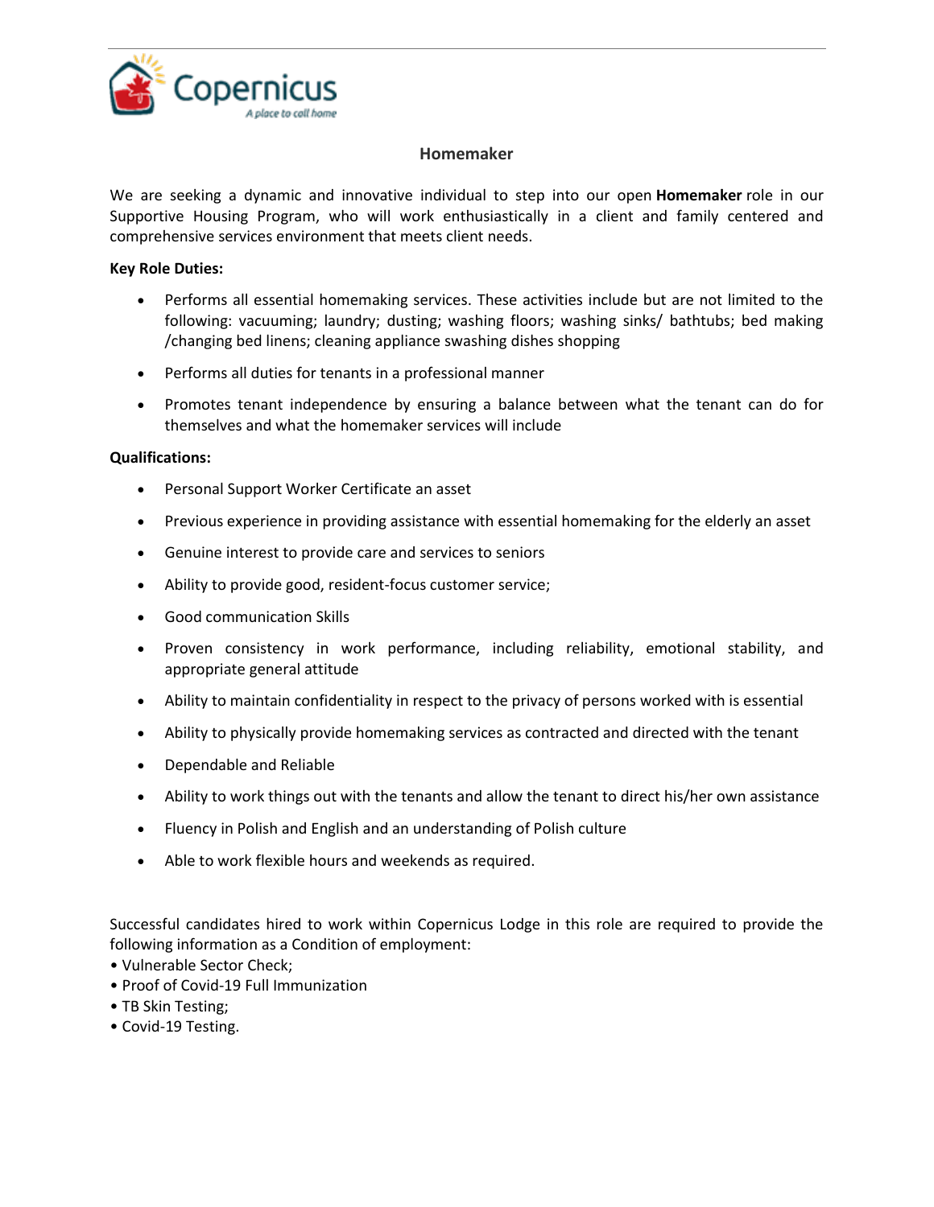Copernicus

*A place to call home*

# Homemaker

We are seeking a dynamic and innovative individual to step into our open **Homemaker** role in our Supportive Housing Program, who will work enthusiastically in a client and family centered and comprehensive services environment that meets client needs.

**Key Role Duties:**

- Performs all essential homemaking services. These activities include but are not limited to the following: vacuuming; laundry; dusting; washing floors; washing sinks/ bathtubs; bed making /changing bed linens; cleaning appliance swashing dishes shopping
- Performs all duties for tenants in a professional manner
- Promotes tenant independence by ensuring a balance between what the tenant can do for themselves and what the homemaker services will include

**Qualifications:**

- Personal Support Worker Certificate an asset
- Previous experience in providing assistance with essential homemaking for the elderly an asset
- Genuine interest to provide care and services to seniors
- Ability to provide good, resident-focus customer service;
- Good communication Skills
- Proven consistency in work performance, including reliability, emotional stability, and appropriate general attitude
- Ability to maintain confidentiality in respect to the privacy of persons worked with is essential
- Ability to physically provide homemaking services as contracted and directed with the tenant
- Dependable and Reliable
- Ability to work things out with the tenants and allow the tenant to direct his/her own assistance
- Fluency in Polish and English and an understanding of Polish culture
- Able to work flexible hours and weekends as required.

Successful candidates hired to work within Copernicus Lodge in this role are required to provide the following information as a Condition of employment:

- Vulnerable Sector Check;
- Proof of Covid-19 Full Immunization
- TB Skin Testing;
- Covid-19 Testing.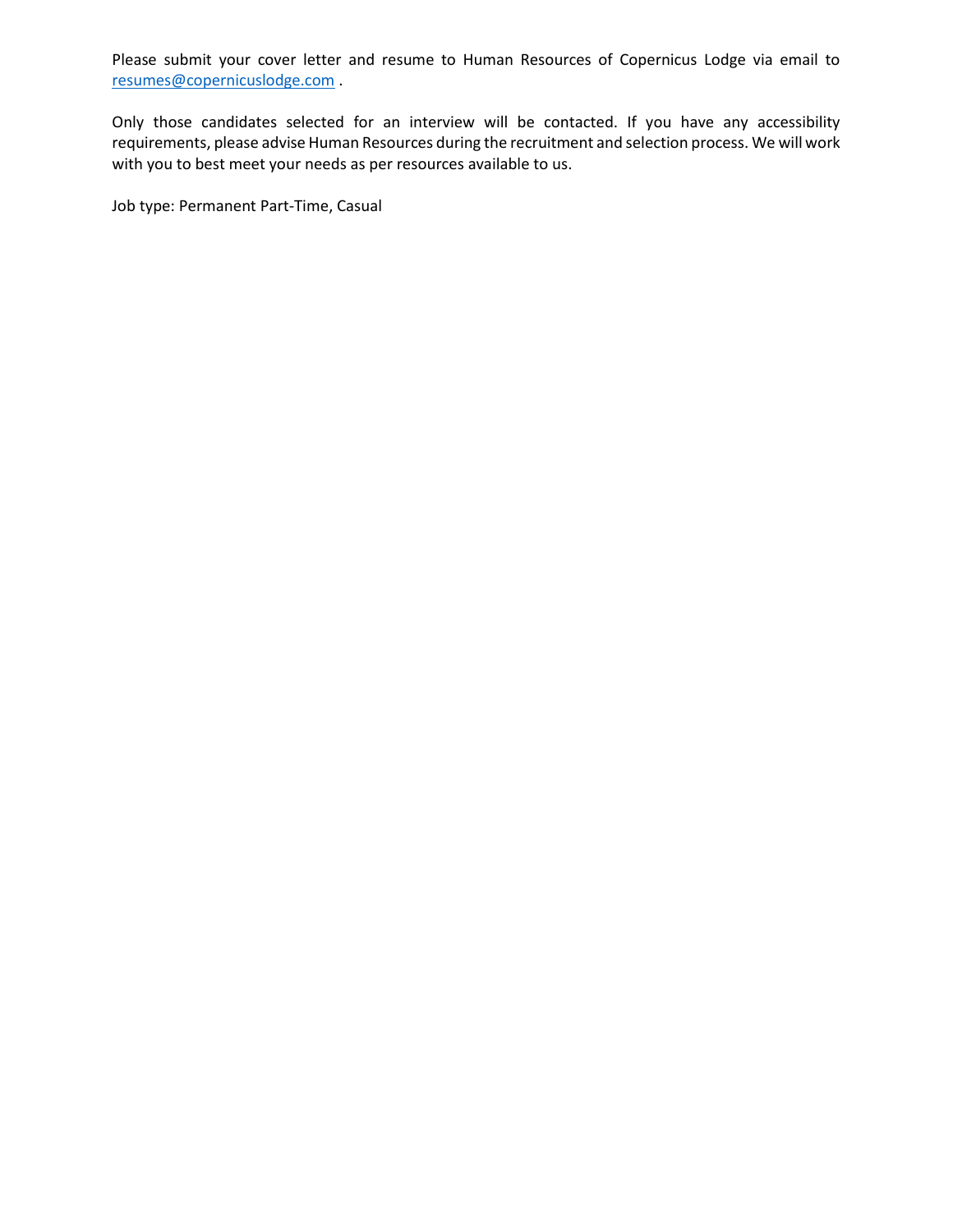Please submit your cover letter and resume to Human Resources of Copernicus Lodge via email to resumes@copernicuslodge.com .

Only those candidates selected for an interview will be contacted. If you have any accessibility requirements, please advise Human Resources during the recruitment and selection process. We will work with you to best meet your needs as per resources available to us.

Job type: Permanent Part-Time, Casual